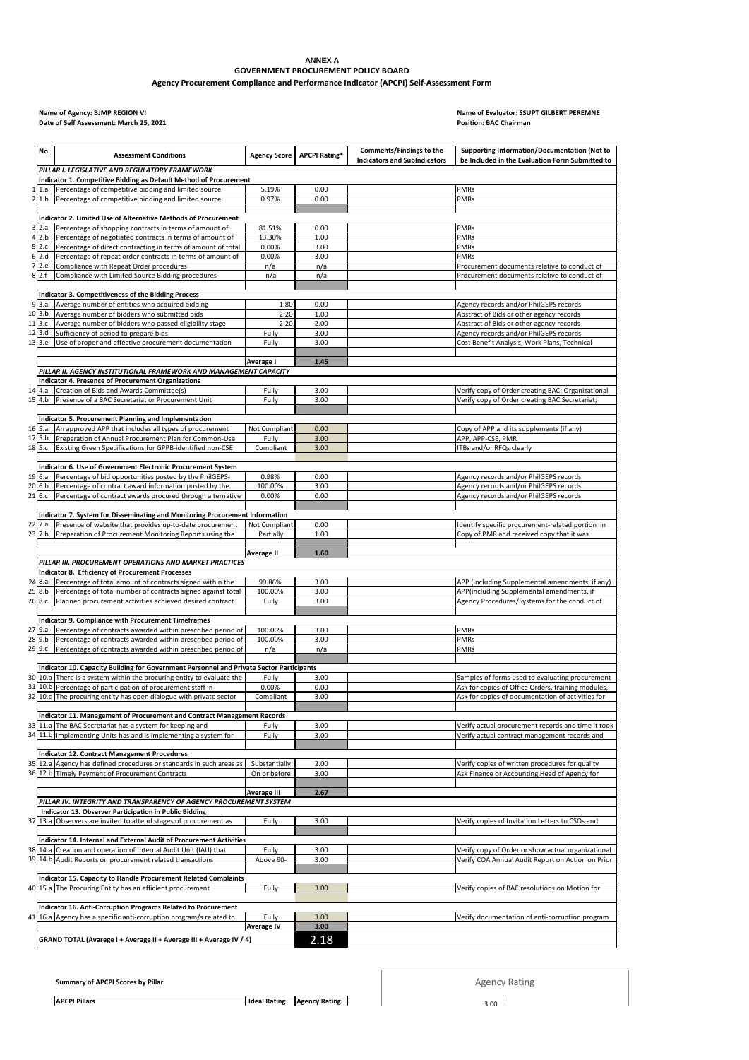**ANNEX A**
**GOVERNMENT PROCUREMENT POLICY BOARD**
**Agency Procurement Compliance and Performance Indicator (APCPI) Self-Assessment Form**

**Name of Agency: BJMP REGION VI**
**Date of Self Assessment: March 25, 2021**

**Name of Evaluator: SSUPT GILBERT PEREMNE**
**Position: BAC Chairman**

| | No. | Assessment Conditions | Agency Score | APCPI Rating* | Comments/Findings to the Indicators and SubIndicators | Supporting Information/Documentation (Not to be Included in the Evaluation Form Submitted to |
|---|---|---|---|---|---|---|
| | | *PILLAR I. LEGISLATIVE AND REGULATORY FRAMEWORK* | | | | |
| | | **Indicator 1. Competitive Bidding as Default Method of Procurement** | | | | |
| 1 | 1.a | Percentage of competitive bidding and limited source | 5.19% | 0.00 | | PMRs |
| 2 | 1.b | Percentage of competitive bidding and limited source | 0.97% | 0.00 | | PMRs |
| | | **Indicator 2. Limited Use of Alternative Methods of Procurement** | | | | |
| 3 | 2.a | Percentage of shopping contracts in terms of amount of | 81.51% | 0.00 | | PMRs |
| 4 | 2.b | Percentage of negotiated contracts in terms of amount of | 13.30% | 1.00 | | PMRs |
| 5 | 2.c | Percentage of direct contracting in terms of amount of total | 0.00% | 3.00 | | PMRs |
| 6 | 2.d | Percentage of repeat order contracts in terms of amount of | 0.00% | 3.00 | | PMRs |
| 7 | 2.e | Compliance with Repeat Order procedures | n/a | n/a | | Procurement documents relative to conduct of |
| 8 | 2.f | Compliance with Limited Source Bidding procedures | n/a | n/a | | Procurement documents relative to conduct of |
| | | **Indicator 3. Competitiveness of the Bidding Process** | | | | |
| 9 | 3.a | Average number of entities who acquired bidding | 1.80 | 0.00 | | Agency records and/or PhilGEPS records |
| 10 | 3.b | Average number of bidders who submitted bids | 2.20 | 1.00 | | Abstract of Bids or other agency records |
| 11 | 3.c | Average number of bidders who passed eligibility stage | 2.20 | 2.00 | | Abstract of Bids or other agency records |
| 12 | 3.d | Sufficiency of period to prepare bids | Fully | 3.00 | | Agency records and/or PhilGEPS records |
| 13 | 3.e | Use of proper and effective procurement documentation | Fully | 3.00 | | Cost Benefit Analysis, Work Plans, Technical |
| | | | **Average I** | **1.45** | | |
| | | *PILLAR II. AGENCY INSTITUTIONAL FRAMEWORK AND MANAGEMENT CAPACITY* | | | | |
| | | **Indicator 4. Presence of Procurement Organizations** | | | | |
| 14 | 4.a | Creation of Bids and Awards Committee(s) | Fully | 3.00 | | Verify copy of Order creating BAC; Organizational |
| 15 | 4.b | Presence of a BAC Secretariat or Procurement Unit | Fully | 3.00 | | Verify copy of Order creating BAC Secretariat; |
| | | **Indicator 5. Procurement Planning and Implementation** | | | | |
| 16 | 5.a | An approved APP that includes all types of procurement | Not Compliant | 0.00 | | Copy of APP and its supplements (if any) |
| 17 | 5.b | Preparation of Annual Procurement Plan for Common-Use | Fully | 3.00 | | APP, APP-CSE, PMR |
| 18 | 5.c | Existing Green Specifications for GPPB-identified non-CSE | Compliant | 3.00 | | ITBs and/or RFQs clearly |
| | | **Indicator 6. Use of Government Electronic Procurement System** | | | | |
| 19 | 6.a | Percentage of bid opportunities posted by the PhilGEPS- | 0.98% | 0.00 | | Agency records and/or PhilGEPS records |
| 20 | 6.b | Percentage of contract award information posted by the | 100.00% | 3.00 | | Agency records and/or PhilGEPS records |
| 21 | 6.c | Percentage of contract awards procured through alternative | 0.00% | 0.00 | | Agency records and/or PhilGEPS records |
| | | **Indicator 7. System for Disseminating and Monitoring Procurement Information** | | | | |
| 22 | 7.a | Presence of website that provides up-to-date procurement | Not Compliant | 0.00 | | Identify specific procurement-related portion in |
| 23 | 7.b | Preparation of Procurement Monitoring Reports using the | Partially | 1.00 | | Copy of PMR and received copy that it was |
| | | | **Average II** | **1.60** | | |
| | | *PILLAR III. PROCUREMENT OPERATIONS AND MARKET PRACTICES* | | | | |
| | | **Indicator 8. Efficiency of Procurement Processes** | | | | |
| 24 | 8.a | Percentage of total amount of contracts signed within the | 99.86% | 3.00 | | APP (including Supplemental amendments, if any) |
| 25 | 8.b | Percentage of total number of contracts signed against total | 100.00% | 3.00 | | APP(including Supplemental amendments, if |
| 26 | 8.c | Planned procurement activities achieved desired contract | Fully | 3.00 | | Agency Procedures/Systems for the conduct of |
| | | **Indicator 9. Compliance with Procurement Timeframes** | | | | |
| 27 | 9.a | Percentage of contracts awarded within prescribed period of | 100.00% | 3.00 | | PMRs |
| 28 | 9.b | Percentage of contracts awarded within prescribed period of | 100.00% | 3.00 | | PMRs |
| 29 | 9.c | Percentage of contracts awarded within prescribed period of | n/a | n/a | | PMRs |
| | | **Indicator 10. Capacity Building for Government Personnel and Private Sector Participants** | | | | |
| 30 | 10.a | There is a system within the procuring entity to evaluate the | Fully | 3.00 | | Samples of forms used to evaluating procurement |
| 31 | 10.b | Percentage of participation of procurement staff in | 0.00% | 0.00 | | Ask for copies of Office Orders, training modules, |
| 32 | 10.c | The procuring entity has open dialogue with private sector | Compliant | 3.00 | | Ask for copies of documentation of activities for |
| | | **Indicator 11. Management of Procurement and Contract Management Records** | | | | |
| 33 | 11.a | The BAC Secretariat has a system for keeping and | Fully | 3.00 | | Verify actual procurement records and time it took |
| 34 | 11.b | Implementing Units has and is implementing a system for | Fully | 3.00 | | Verify actual contract management records and |
| | | **Indicator 12. Contract Management Procedures** | | | | |
| 35 | 12.a | Agency has defined procedures or standards in such areas as | Substantially | 2.00 | | Verify copies of written procedures for quality |
| 36 | 12.b | Timely Payment of Procurement Contracts | On or before | 3.00 | | Ask Finance or Accounting Head of Agency for |
| | | | **Average III** | **2.67** | | |
| | | *PILLAR IV. INTEGRITY AND TRANSPARENCY OF AGENCY PROCUREMENT SYSTEM* | | | | |
| | | **Indicator 13. Observer Participation in Public Bidding** | | | | |
| 37 | 13.a | Observers are invited to attend stages of procurement as | Fully | 3.00 | | Verify copies of Invitation Letters to CSOs and |
| | | **Indicator 14. Internal and External Audit of Procurement Activities** | | | | |
| 38 | 14.a | Creation and operation of Internal Audit Unit (IAU) that | Fully | 3.00 | | Verify copy of Order or show actual organizational |
| 39 | 14.b | Audit Reports on procurement related transactions | Above 90- | 3.00 | | Verify COA Annual Audit Report on Action on Prior |
| | | **Indicator 15. Capacity to Handle Procurement Related Complaints** | | | | |
| 40 | 15.a | The Procuring Entity has an efficient procurement | Fully | 3.00 | | Verify copies of BAC resolutions on Motion for |
| | | **Indicator 16. Anti-Corruption Programs Related to Procurement** | | | | |
| 41 | 16.a | Agency has a specific anti-corruption program/s related to | Fully | 3.00 | | Verify documentation of anti-corruption program |
| | | | **Average IV** | **3.00** | | |
| | | **GRAND TOTAL (Avarege I + Average II + Average III + Average IV / 4)** | | 2.18 | | |

**Summary of APCPI Scores by Pillar**

| APCPI Pillars | Ideal Rating | Agency Rating |
|---|---|---|

Agency Rating

3.00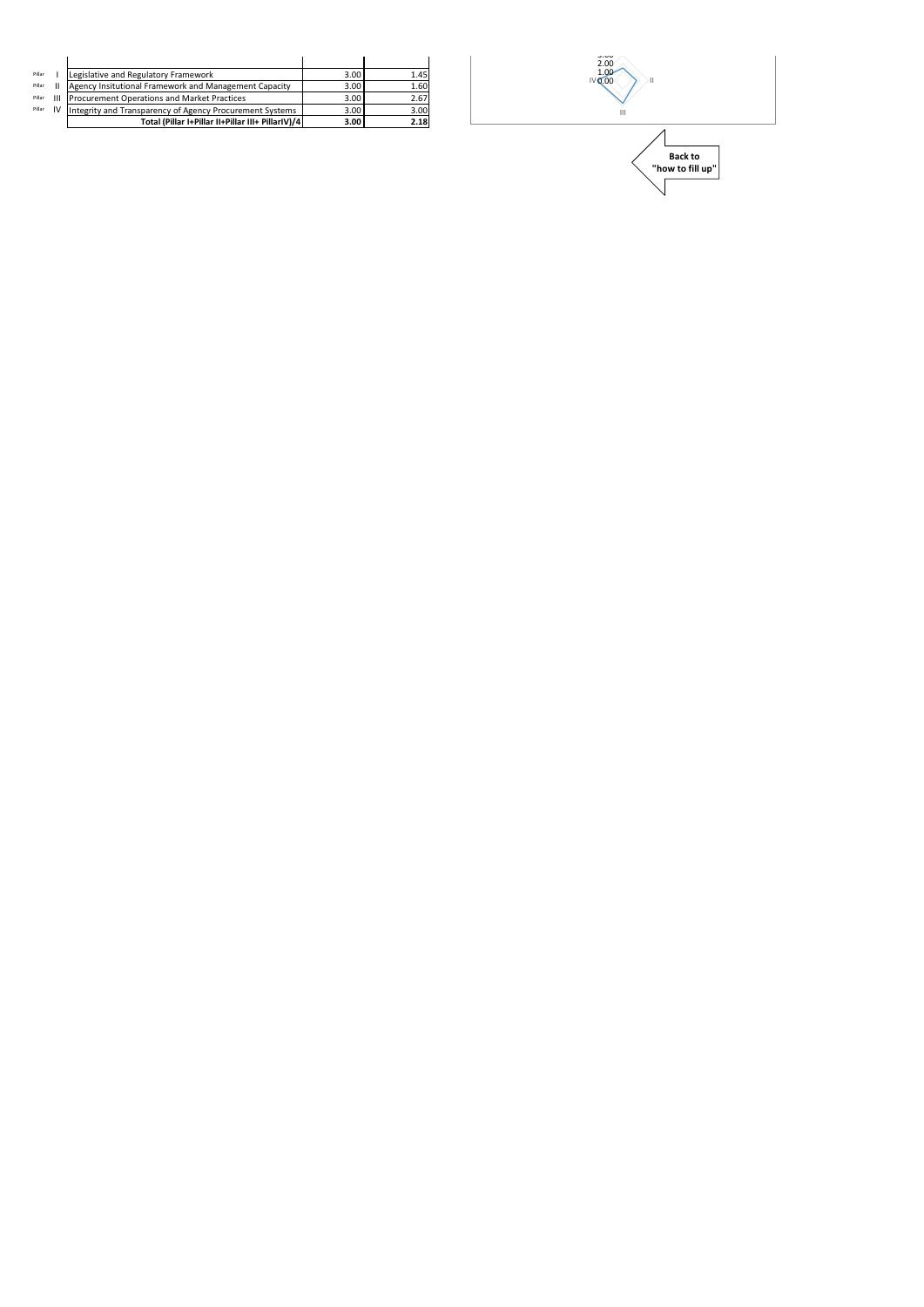| | | | | |
|---|---|---|---|---|
| Pillar | I | Legislative and Regulatory Framework | 3.00 | 1.45 |
| Pillar | II | Agency Insitutional Framework and Management Capacity | 3.00 | 1.60 |
| Pillar | III | Procurement Operations and Market Practices | 3.00 | 2.67 |
| Pillar | IV | Integrity and Transparency of Agency Procurement Systems | 3.00 | 3.00 |
| | | **Total (Pillar I+Pillar II+Pillar III+ PillarIV)/4** | **3.00** | **2.18** |

3.00
2.00
1.00
0.00
II
III
IV

**Back to "how to fill up"**